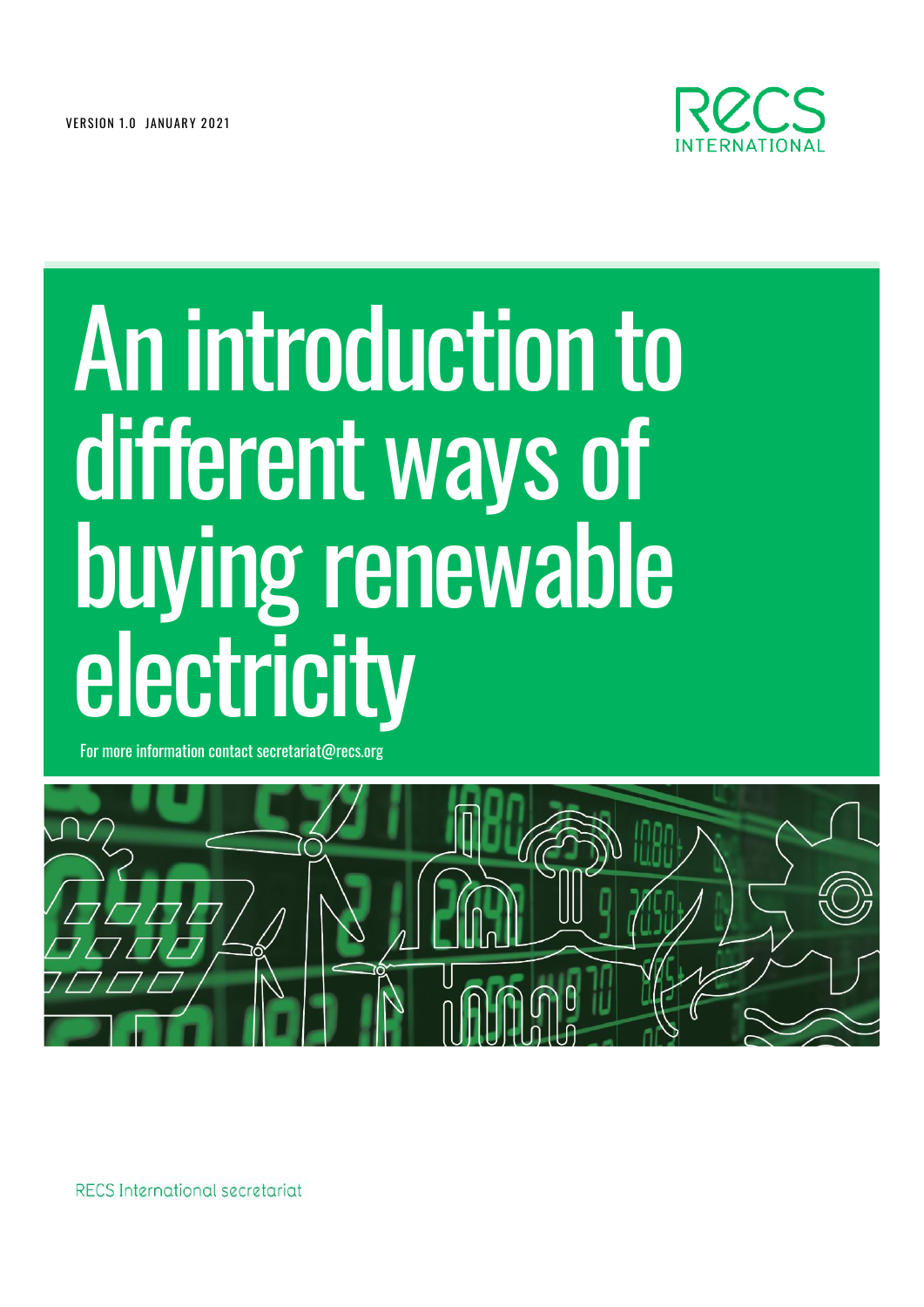VERSION 1.0 JANUARY 2021

RECS INTERNATIONAL

# An introduction to different ways of buying renewable electricity

For more information contact secretariat@recs.org

RECS International secretariat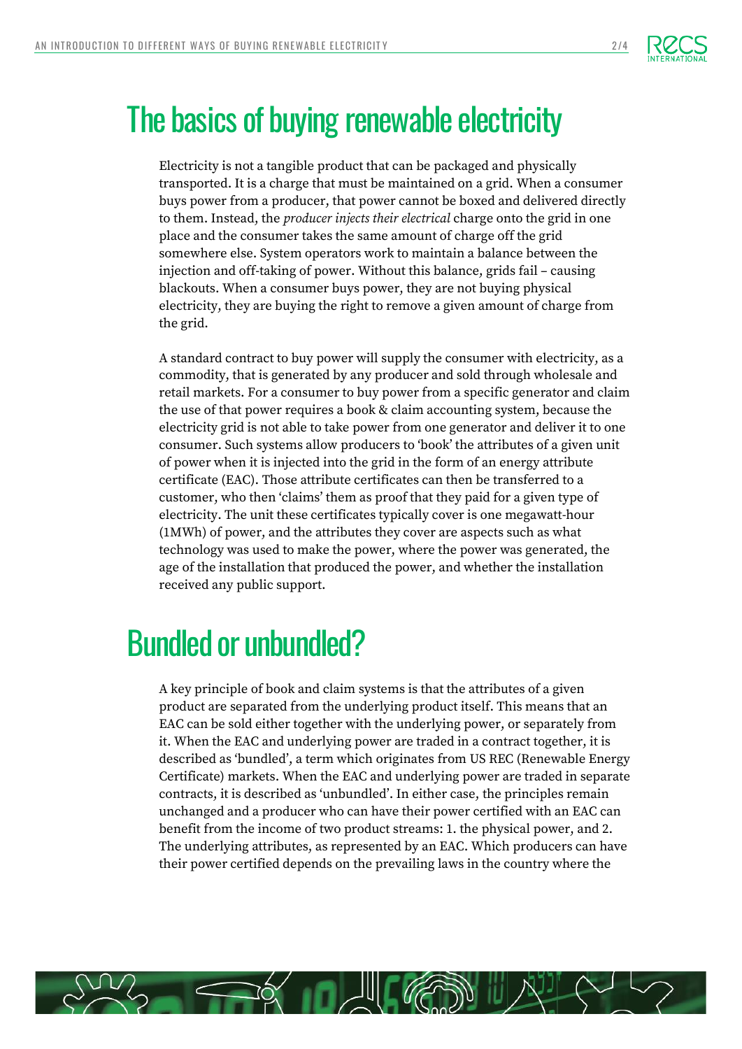# The basics of buying renewable electricity

Electricity is not a tangible product that can be packaged and physically transported. It is a charge that must be maintained on a grid. When a consumer buys power from a producer, that power cannot be boxed and delivered directly to them. Instead, the *producer injects their electrical* charge onto the grid in one place and the consumer takes the same amount of charge off the grid somewhere else. System operators work to maintain a balance between the injection and off-taking of power. Without this balance, grids fail – causing blackouts. When a consumer buys power, they are not buying physical electricity, they are buying the right to remove a given amount of charge from the grid.

A standard contract to buy power will supply the consumer with electricity, as a commodity, that is generated by any producer and sold through wholesale and retail markets. For a consumer to buy power from a specific generator and claim the use of that power requires a book & claim accounting system, because the electricity grid is not able to take power from one generator and deliver it to one consumer. Such systems allow producers to 'book' the attributes of a given unit of power when it is injected into the grid in the form of an energy attribute certificate (EAC). Those attribute certificates can then be transferred to a customer, who then 'claims' them as proof that they paid for a given type of electricity. The unit these certificates typically cover is one megawatt-hour (1MWh) of power, and the attributes they cover are aspects such as what technology was used to make the power, where the power was generated, the age of the installation that produced the power, and whether the installation received any public support.

# Bundled or unbundled?

A key principle of book and claim systems is that the attributes of a given product are separated from the underlying product itself. This means that an EAC can be sold either together with the underlying power, or separately from it. When the EAC and underlying power are traded in a contract together, it is described as 'bundled', a term which originates from US REC (Renewable Energy Certificate) markets. When the EAC and underlying power are traded in separate contracts, it is described as 'unbundled'. In either case, the principles remain unchanged and a producer who can have their power certified with an EAC can benefit from the income of two product streams: 1. the physical power, and 2. The underlying attributes, as represented by an EAC. Which producers can have their power certified depends on the prevailing laws in the country where the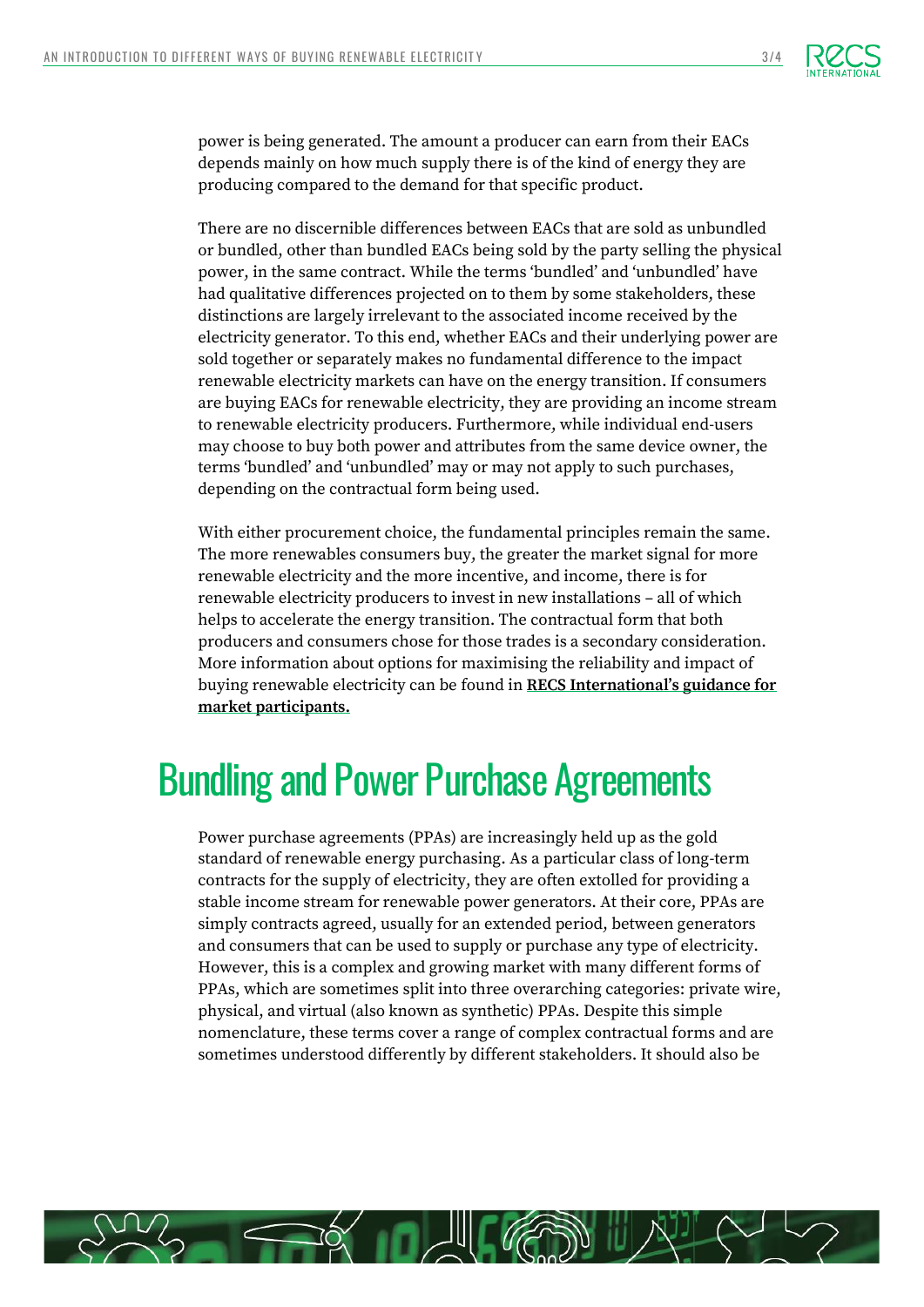power is being generated. The amount a producer can earn from their EACs depends mainly on how much supply there is of the kind of energy they are producing compared to the demand for that specific product.

There are no discernible differences between EACs that are sold as unbundled or bundled, other than bundled EACs being sold by the party selling the physical power, in the same contract. While the terms 'bundled' and 'unbundled' have had qualitative differences projected on to them by some stakeholders, these distinctions are largely irrelevant to the associated income received by the electricity generator. To this end, whether EACs and their underlying power are sold together or separately makes no fundamental difference to the impact renewable electricity markets can have on the energy transition. If consumers are buying EACs for renewable electricity, they are providing an income stream to renewable electricity producers. Furthermore, while individual end-users may choose to buy both power and attributes from the same device owner, the terms 'bundled' and 'unbundled' may or may not apply to such purchases, depending on the contractual form being used.

With either procurement choice, the fundamental principles remain the same. The more renewables consumers buy, the greater the market signal for more renewable electricity and the more incentive, and income, there is for renewable electricity producers to invest in new installations – all of which helps to accelerate the energy transition. The contractual form that both producers and consumers chose for those trades is a secondary consideration. More information about options for maximising the reliability and impact of buying renewable electricity can be found in **RECS International's guidance for market participants.**

## Bundling and Power Purchase Agreements

Power purchase agreements (PPAs) are increasingly held up as the gold standard of renewable energy purchasing. As a particular class of long-term contracts for the supply of electricity, they are often extolled for providing a stable income stream for renewable power generators. At their core, PPAs are simply contracts agreed, usually for an extended period, between generators and consumers that can be used to supply or purchase any type of electricity. However, this is a complex and growing market with many different forms of PPAs, which are sometimes split into three overarching categories: private wire, physical, and virtual (also known as synthetic) PPAs. Despite this simple nomenclature, these terms cover a range of complex contractual forms and are sometimes understood differently by different stakeholders. It should also be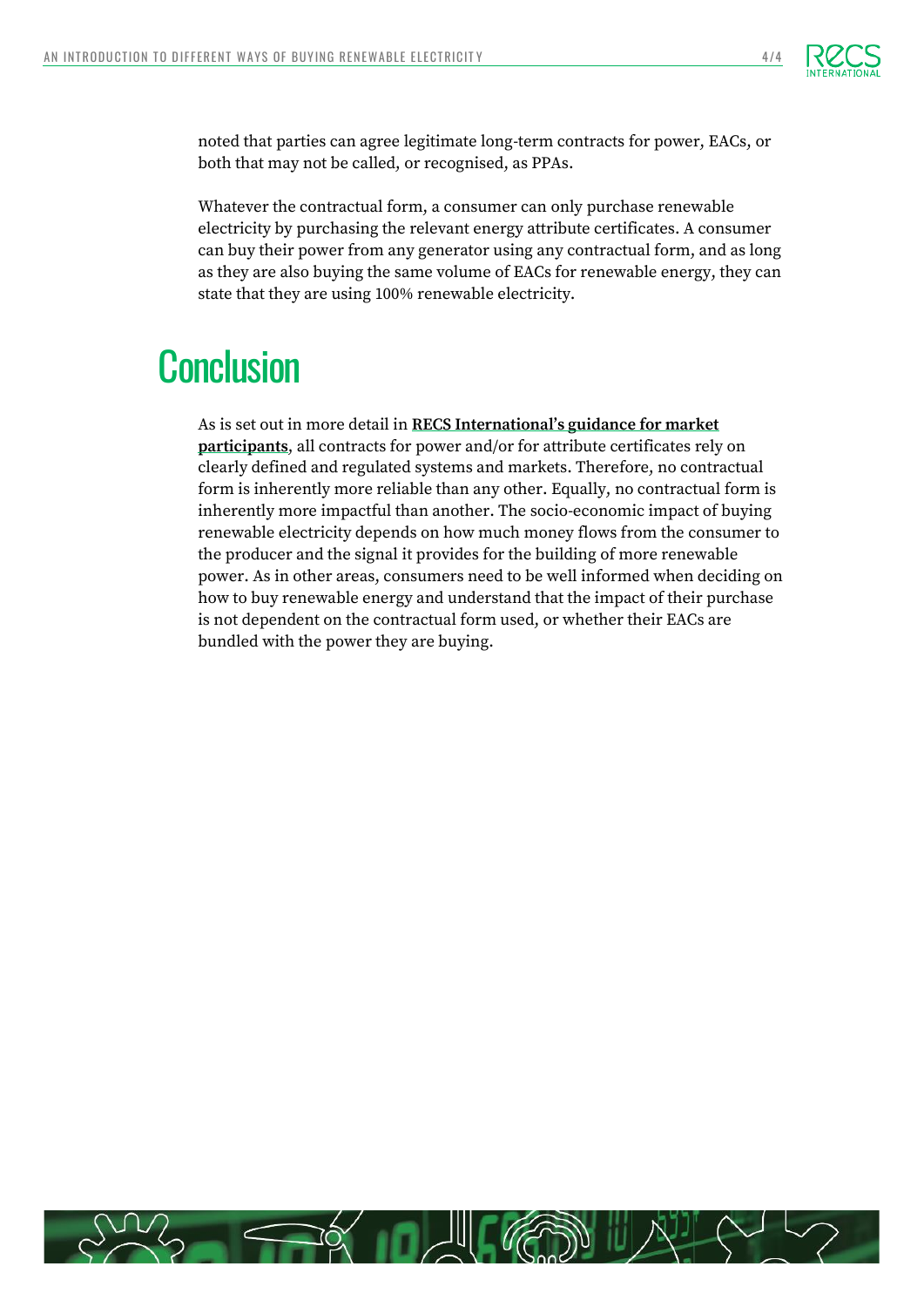noted that parties can agree legitimate long-term contracts for power, EACs, or both that may not be called, or recognised, as PPAs.

Whatever the contractual form, a consumer can only purchase renewable electricity by purchasing the relevant energy attribute certificates. A consumer can buy their power from any generator using any contractual form, and as long as they are also buying the same volume of EACs for renewable energy, they can state that they are using 100% renewable electricity.

# Conclusion

As is set out in more detail in **RECS International's guidance for market participants**, all contracts for power and/or for attribute certificates rely on clearly defined and regulated systems and markets. Therefore, no contractual form is inherently more reliable than any other. Equally, no contractual form is inherently more impactful than another. The socio-economic impact of buying renewable electricity depends on how much money flows from the consumer to the producer and the signal it provides for the building of more renewable power. As in other areas, consumers need to be well informed when deciding on how to buy renewable energy and understand that the impact of their purchase is not dependent on the contractual form used, or whether their EACs are bundled with the power they are buying.